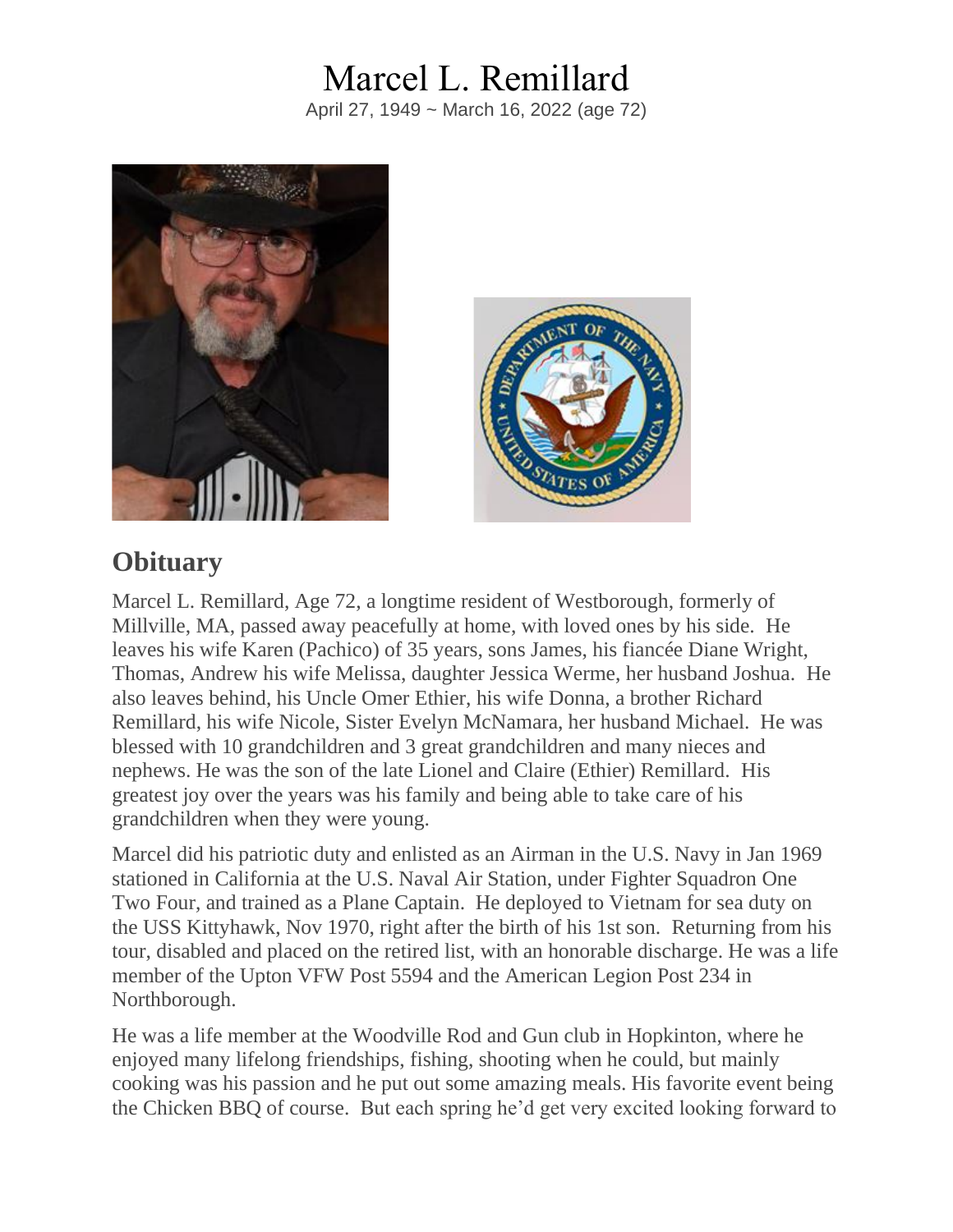# Marcel L. Remillard

April 27, 1949 ~ March 16, 2022 (age 72)

## Obituary

Marcel L. Remillard, Age 72, a longtime resident of Westborough, formerly of Millville, MA, passed away peacefully at home, with loved ones by his side. He leaves his wife Karen (Pachico) of 35 years, sons James, his fiancée Diane Wright, Thomas, Andrew his wife Melissa, daughter Jessica Werme, her husband Joshua. He also leaves behind, his Uncle Omer Ethier, his wife Donna, a brother Richard Remillard, his wife Nicole, Sister Evelyn McNamara, her husband Michael. He was blessed with 10 grandchildren and 3 great grandchildren and many nieces and nephews. He was the son of the late Lionel and Claire (Ethier) Remillard. His greatest joy over the years was his family and being able to take care of his grandchildren when they were young.

Marcel did his patriotic duty and enlisted as an Airman in the U.S. Navy in Jan 1969 stationed in California at the U.S. Naval Air Station, under Fighter Squadron One Two Four, and trained as a Plane Captain. He deployed to Vietnam for sea duty on the USS Kittyhawk, Nov 1970, right after the birth of his 1st son. Returning from his tour, disabled and placed on the retired list, with an honorable discharge. He was a life member of the Upton VFW Post 5594 and the American Legion Post 234 in Northborough.

He was a life member at the Woodville Rod and Gun club in Hopkinton, where he enjoyed many lifelong friendships, fishing, shooting when he could, but mainly cooking was his passion and he put out some amazing meals. His favorite event being the Chicken BBQ of course. But each spring he'd get very excited looking forward to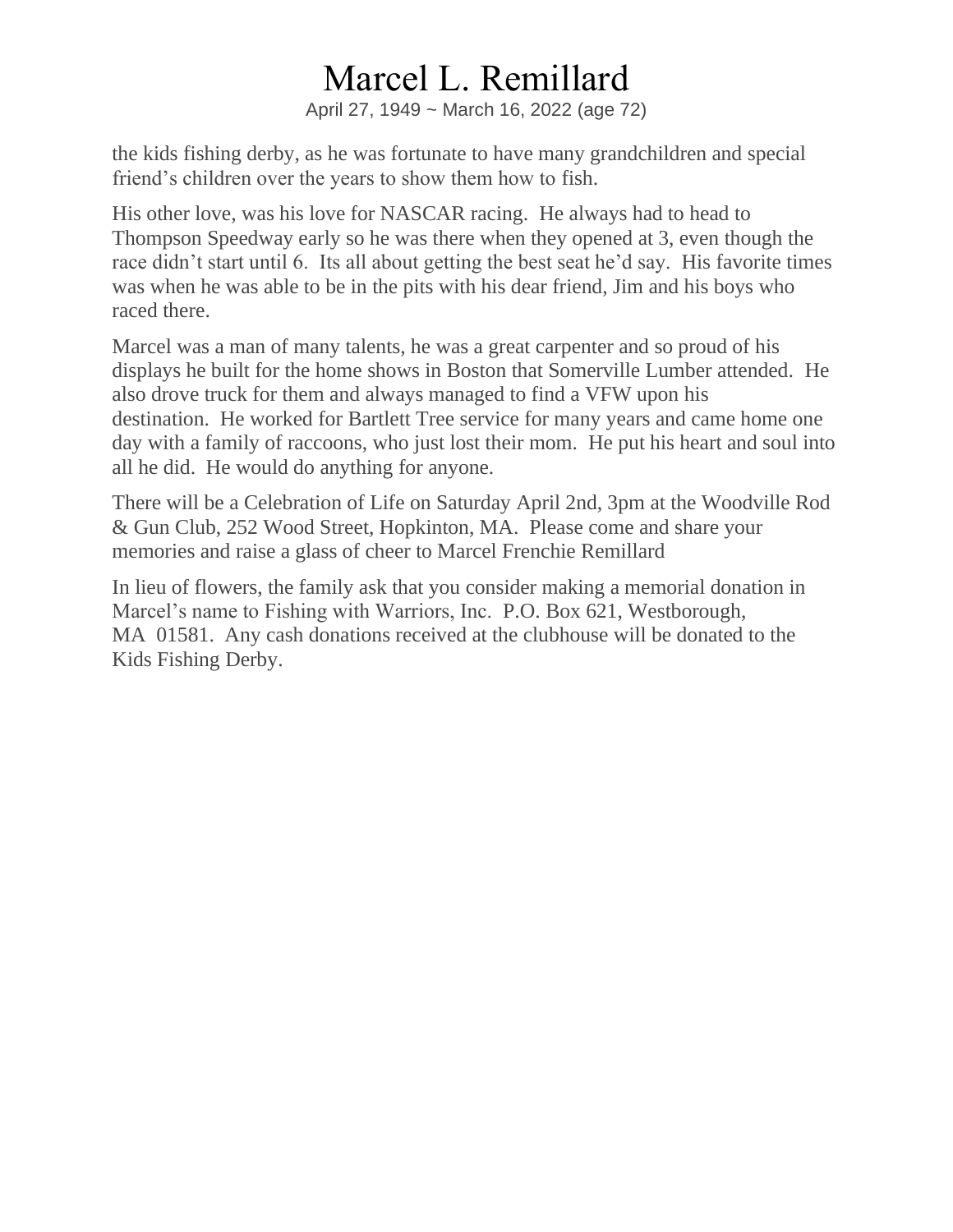the kids fishing derby, as he was fortunate to have many grandchildren and special friend's children over the years to show them how to fish.

His other love, was his love for NASCAR racing.  He always had to head to Thompson Speedway early so he was there when they opened at 3, even though the race didn't start until 6.  Its all about getting the best seat he'd say.  His favorite times was when he was able to be in the pits with his dear friend, Jim and his boys who raced there.

Marcel was a man of many talents, he was a great carpenter and so proud of his displays he built for the home shows in Boston that Somerville Lumber attended.  He also drove truck for them and always managed to find a VFW upon his destination.  He worked for Bartlett Tree service for many years and came home one day with a family of raccoons, who just lost their mom.  He put his heart and soul into all he did.  He would do anything for anyone.

There will be a Celebration of Life on Saturday April 2nd, 3pm at the Woodville Rod & Gun Club, 252 Wood Street, Hopkinton, MA.  Please come and share your memories and raise a glass of cheer to Marcel Frenchie Remillard

In lieu of flowers, the family ask that you consider making a memorial donation in Marcel's name to Fishing with Warriors, Inc.  P.O. Box 621, Westborough, MA  01581.  Any cash donations received at the clubhouse will be donated to the Kids Fishing Derby.